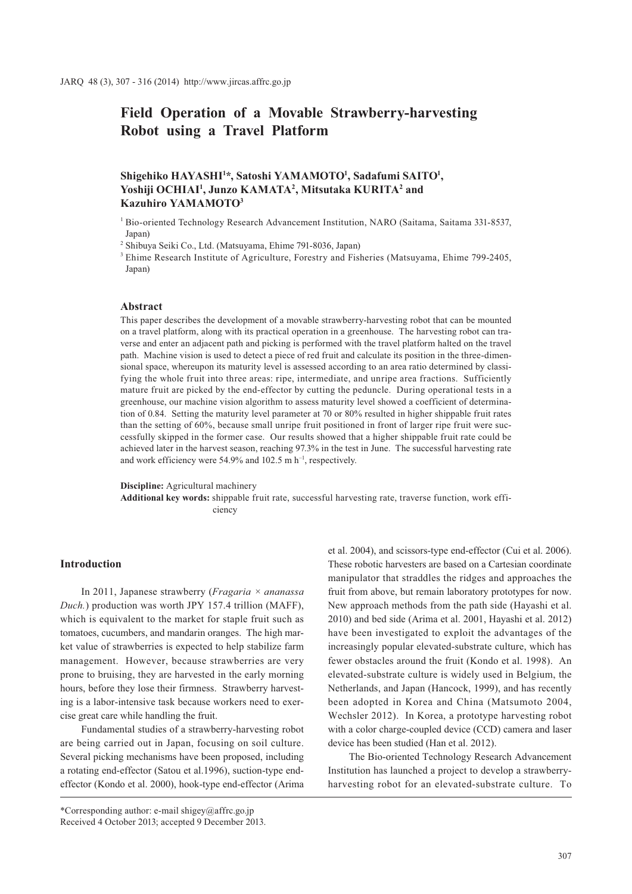# Field Operation of a Movable Strawberry-harvesting Robot using a Travel Platform

**Shigehiko HAYASHI[1]*, Satoshi YAMAMOTO[1], Sadafumi SAITO[1], Yoshiji OCHIAI[1], Junzo KAMATA[2], Mitsutaka KURITA[2] and Kazuhiro YAMAMOTO[3]**

[1] Bio-oriented Technology Research Advancement Institution, NARO (Saitama, Saitama 331-8537, Japan)

[2] Shibuya Seiki Co., Ltd. (Matsuyama, Ehime 791-8036, Japan)

[3] Ehime Research Institute of Agriculture, Forestry and Fisheries (Matsuyama, Ehime 799-2405, Japan)

### Abstract

This paper describes the development of a movable strawberry-harvesting robot that can be mounted on a travel platform, along with its practical operation in a greenhouse. The harvesting robot can traverse and enter an adjacent path and picking is performed with the travel platform halted on the travel path. Machine vision is used to detect a piece of red fruit and calculate its position in the three-dimensional space, whereupon its maturity level is assessed according to an area ratio determined by classifying the whole fruit into three areas: ripe, intermediate, and unripe area fractions. Sufficiently mature fruit are picked by the end-effector by cutting the peduncle. During operational tests in a greenhouse, our machine vision algorithm to assess maturity level showed a coefficient of determination of 0.84. Setting the maturity level parameter at 70 or 80% resulted in higher shippable fruit rates than the setting of 60%, because small unripe fruit positioned in front of larger ripe fruit were successfully skipped in the former case. Our results showed that a higher shippable fruit rate could be achieved later in the harvest season, reaching 97.3% in the test in June. The successful harvesting rate and work efficiency were 54.9% and 102.5 m $h^{-1}$, respectively.

**Discipline:** Agricultural machinery

**Additional key words:** shippable fruit rate, successful harvesting rate, traverse function, work efficiency

## Introduction

In 2011, Japanese strawberry (*Fragaria × ananassa Duch.*) production was worth JPY 157.4 trillion (MAFF), which is equivalent to the market for staple fruit such as tomatoes, cucumbers, and mandarin oranges. The high market value of strawberries is expected to help stabilize farm management. However, because strawberries are very prone to bruising, they are harvested in the early morning hours, before they lose their firmness. Strawberry harvesting is a labor-intensive task because workers need to exercise great care while handling the fruit.

Fundamental studies of a strawberry-harvesting robot are being carried out in Japan, focusing on soil culture. Several picking mechanisms have been proposed, including a rotating end-effector (Satou et al.1996), suction-type end-effector (Kondo et al. 2000), hook-type end-effector (Arima et al. 2004), and scissors-type end-effector (Cui et al. 2006). These robotic harvesters are based on a Cartesian coordinate manipulator that straddles the ridges and approaches the fruit from above, but remain laboratory prototypes for now. New approach methods from the path side (Hayashi et al. 2010) and bed side (Arima et al. 2001, Hayashi et al. 2012) have been investigated to exploit the advantages of the increasingly popular elevated-substrate culture, which has fewer obstacles around the fruit (Kondo et al. 1998). An elevated-substrate culture is widely used in Belgium, the Netherlands, and Japan (Hancock, 1999), and has recently been adopted in Korea and China (Matsumoto 2004, Wechsler 2012). In Korea, a prototype harvesting robot with a color charge-coupled device (CCD) camera and laser device has been studied (Han et al. 2012).

The Bio-oriented Technology Research Advancement Institution has launched a project to develop a strawberry-harvesting robot for an elevated-substrate culture. To

*Corresponding author: e-mail shigey@affrc.go.jp

Received 4 October 2013; accepted 9 December 2013.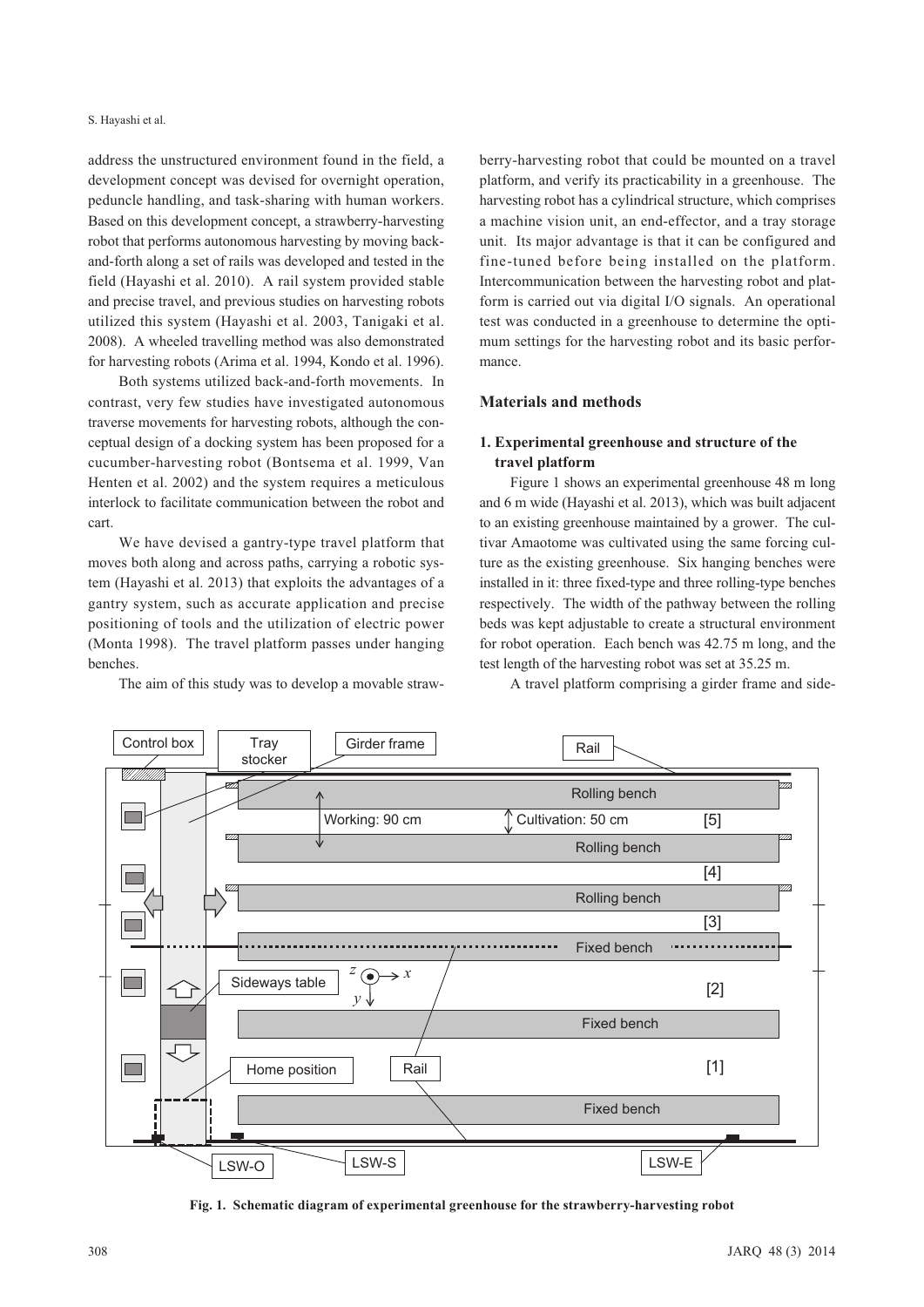address the unstructured environment found in the field, a development concept was devised for overnight operation, peduncle handling, and task-sharing with human workers. Based on this development concept, a strawberry-harvesting robot that performs autonomous harvesting by moving back-and-forth along a set of rails was developed and tested in the field (Hayashi et al. 2010). A rail system provided stable and precise travel, and previous studies on harvesting robots utilized this system (Hayashi et al. 2003, Tanigaki et al. 2008). A wheeled travelling method was also demonstrated for harvesting robots (Arima et al. 1994, Kondo et al. 1996).

Both systems utilized back-and-forth movements. In contrast, very few studies have investigated autonomous traverse movements for harvesting robots, although the conceptual design of a docking system has been proposed for a cucumber-harvesting robot (Bontsema et al. 1999, Van Henten et al. 2002) and the system requires a meticulous interlock to facilitate communication between the robot and cart.

We have devised a gantry-type travel platform that moves both along and across paths, carrying a robotic system (Hayashi et al. 2013) that exploits the advantages of a gantry system, such as accurate application and precise positioning of tools and the utilization of electric power (Monta 1998). The travel platform passes under hanging benches.

The aim of this study was to develop a movable strawberry-harvesting robot that could be mounted on a travel platform, and verify its practicability in a greenhouse. The harvesting robot has a cylindrical structure, which comprises a machine vision unit, an end-effector, and a tray storage unit. Its major advantage is that it can be configured and fine-tuned before being installed on the platform. Intercommunication between the harvesting robot and platform is carried out via digital I/O signals. An operational test was conducted in a greenhouse to determine the optimum settings for the harvesting robot and its basic performance.

## Materials and methods

### 1. Experimental greenhouse and structure of the travel platform

Figure 1 shows an experimental greenhouse 48 m long and 6 m wide (Hayashi et al. 2013), which was built adjacent to an existing greenhouse maintained by a grower. The cultivar Amaotome was cultivated using the same forcing culture as the existing greenhouse. Six hanging benches were installed in it: three fixed-type and three rolling-type benches respectively. The width of the pathway between the rolling beds was kept adjustable to create a structural environment for robot operation. Each bench was 42.75 m long, and the test length of the harvesting robot was set at 35.25 m.

A travel platform comprising a girder frame and side-

**Fig. 1. Schematic diagram of experimental greenhouse for the strawberry-harvesting robot**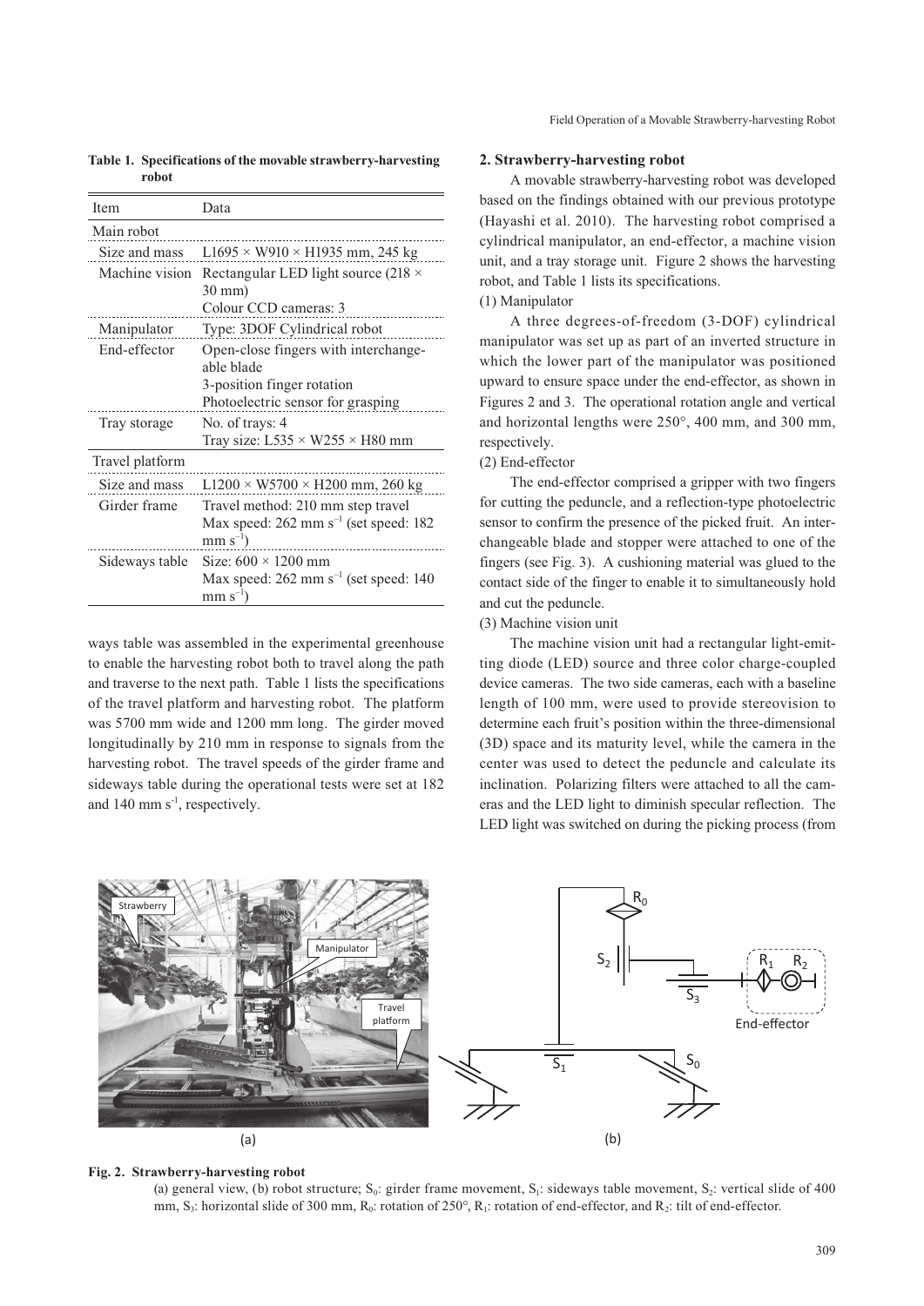**Table 1. Specifications of the movable strawberry-harvesting robot**

| Item | Data |
|---|---|
| Main robot | |
| Size and mass | L1695 × W910 × H1935 mm, 245 kg |
| Machine vision | Rectangular LED light source (218 × 30 mm)<br>Colour CCD cameras: 3 |
| Manipulator | Type: 3DOF Cylindrical robot |
| End-effector | Open-close fingers with interchangeable blade<br>3-position finger rotation<br>Photoelectric sensor for grasping |
| Tray storage | No. of trays: 4<br>Tray size: L535 × W255 × H80 mm |
| Travel platform | |
| Size and mass | L1200 × W5700 × H200 mm, 260 kg |
| Girder frame | Travel method: 210 mm step travel<br>Max speed: 262 mm $s^{-1}$ (set speed: 182 mm $s^{-1}$) |
| Sideways table | Size: 600 × 1200 mm<br>Max speed: 262 mm $s^{-1}$ (set speed: 140 mm $s^{-1}$) |

ways table was assembled in the experimental greenhouse to enable the harvesting robot both to travel along the path and traverse to the next path. Table 1 lists the specifications of the travel platform and harvesting robot. The platform was 5700 mm wide and 1200 mm long. The girder moved longitudinally by 210 mm in response to signals from the harvesting robot. The travel speeds of the girder frame and sideways table during the operational tests were set at 182 and 140 mm $s^{-1}$, respectively.

## 2. Strawberry-harvesting robot

A movable strawberry-harvesting robot was developed based on the findings obtained with our previous prototype (Hayashi et al. 2010). The harvesting robot comprised a cylindrical manipulator, an end-effector, a machine vision unit, and a tray storage unit. Figure 2 shows the harvesting robot, and Table 1 lists its specifications.

(1) Manipulator

A three degrees-of-freedom (3-DOF) cylindrical manipulator was set up as part of an inverted structure in which the lower part of the manipulator was positioned upward to ensure space under the end-effector, as shown in Figures 2 and 3. The operational rotation angle and vertical and horizontal lengths were 250°, 400 mm, and 300 mm, respectively.

(2) End-effector

The end-effector comprised a gripper with two fingers for cutting the peduncle, and a reflection-type photoelectric sensor to confirm the presence of the picked fruit. An interchangeable blade and stopper were attached to one of the fingers (see Fig. 3). A cushioning material was glued to the contact side of the finger to enable it to simultaneously hold and cut the peduncle.

(3) Machine vision unit

The machine vision unit had a rectangular light-emitting diode (LED) source and three color charge-coupled device cameras. The two side cameras, each with a baseline length of 100 mm, were used to provide stereovision to determine each fruit's position within the three-dimensional (3D) space and its maturity level, while the camera in the center was used to detect the peduncle and calculate its inclination. Polarizing filters were attached to all the cameras and the LED light to diminish specular reflection. The LED light was switched on during the picking process (from

**Fig. 2. Strawberry-harvesting robot**

(a) general view, (b) robot structure; $S_0$: girder frame movement, $S_1$: sideways table movement, $S_2$: vertical slide of 400 mm, $S_3$: horizontal slide of 300 mm, $R_0$: rotation of 250°, $R_1$: rotation of end-effector, and $R_2$: tilt of end-effector.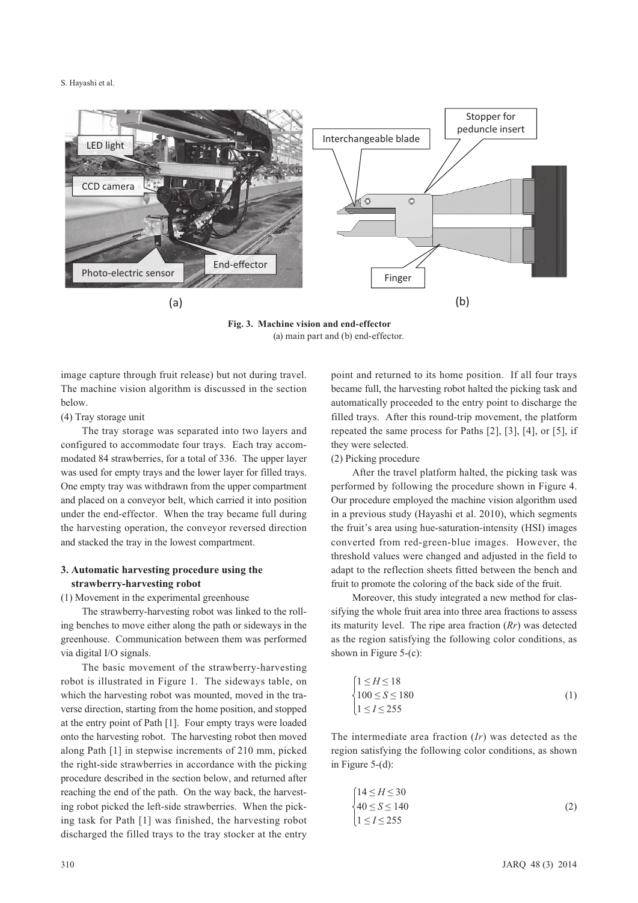**Fig. 3. Machine vision and end-effector**
(a) main part and (b) end-effector.

image capture through fruit release) but not during travel. The machine vision algorithm is discussed in the section below.

(4) Tray storage unit

The tray storage was separated into two layers and configured to accommodate four trays. Each tray accommodated 84 strawberries, for a total of 336. The upper layer was used for empty trays and the lower layer for filled trays. One empty tray was withdrawn from the upper compartment and placed on a conveyor belt, which carried it into position under the end-effector. When the tray became full during the harvesting operation, the conveyor reversed direction and stacked the tray in the lowest compartment.

## 3. Automatic harvesting procedure using the strawberry-harvesting robot

(1) Movement in the experimental greenhouse

The strawberry-harvesting robot was linked to the rolling benches to move either along the path or sideways in the greenhouse. Communication between them was performed via digital I/O signals.

The basic movement of the strawberry-harvesting robot is illustrated in Figure 1. The sideways table, on which the harvesting robot was mounted, moved in the traverse direction, starting from the home position, and stopped at the entry point of Path [1]. Four empty trays were loaded onto the harvesting robot. The harvesting robot then moved along Path [1] in stepwise increments of 210 mm, picked the right-side strawberries in accordance with the picking procedure described in the section below, and returned after reaching the end of the path. On the way back, the harvesting robot picked the left-side strawberries. When the picking task for Path [1] was finished, the harvesting robot discharged the filled trays to the tray stocker at the entry point and returned to its home position. If all four trays became full, the harvesting robot halted the picking task and automatically proceeded to the entry point to discharge the filled trays. After this round-trip movement, the platform repeated the same process for Paths [2], [3], [4], or [5], if they were selected.

(2) Picking procedure

After the travel platform halted, the picking task was performed by following the procedure shown in Figure 4. Our procedure employed the machine vision algorithm used in a previous study (Hayashi et al. 2010), which segments the fruit's area using hue-saturation-intensity (HSI) images converted from red-green-blue images. However, the threshold values were changed and adjusted in the field to adapt to the reflection sheets fitted between the bench and fruit to promote the coloring of the back side of the fruit.

Moreover, this study integrated a new method for classifying the whole fruit area into three area fractions to assess its maturity level. The ripe area fraction (*Rr*) was detected as the region satisfying the following color conditions, as shown in Figure 5-(c):

$$\begin{cases} 1 \leq H \leq 18 \\ 100 \leq S \leq 180 \\ 1 \leq I \leq 255 \end{cases} \tag{1}$$

The intermediate area fraction (*Ir*) was detected as the region satisfying the following color conditions, as shown in Figure 5-(d):

$$\begin{cases} 14 \leq H \leq 30 \\ 40 \leq S \leq 140 \\ 1 \leq I \leq 255 \end{cases} \tag{2}$$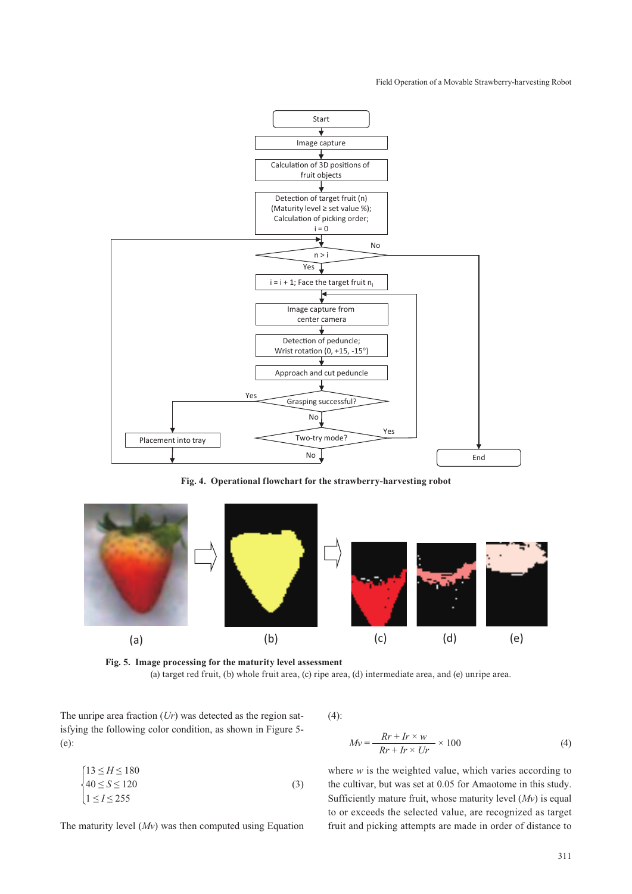Fig. 4. **Operational flowchart for the strawberry-harvesting robot**

Fig. 5. **Image processing for the maturity level assessment**

(a) target red fruit, (b) whole fruit area, (c) ripe area, (d) intermediate area, and (e) unripe area.

The unripe area fraction ($Ur$) was detected as the region satisfying the following color condition, as shown in Figure 5-(e):

$$\begin{cases} 13 \leq H \leq 180 \\ 40 \leq S \leq 120 \\ 1 \leq I \leq 255 \end{cases} \tag{3}$$

The maturity level ($Mv$) was then computed using Equation (4):

$$Mv = \frac{Rr + Ir \times w}{Rr + Ir \times Ur} \times 100 \tag{4}$$

where $w$ is the weighted value, which varies according to the cultivar, but was set at 0.05 for Amaotome in this study. Sufficiently mature fruit, whose maturity level ($Mv$) is equal to or exceeds the selected value, are recognized as target fruit and picking attempts are made in order of distance to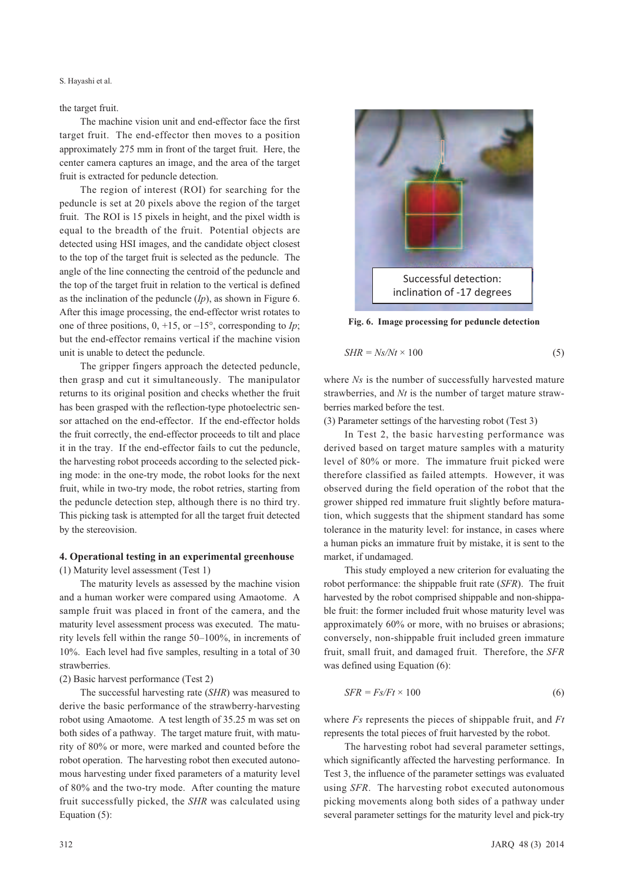the target fruit.

The machine vision unit and end-effector face the first target fruit. The end-effector then moves to a position approximately 275 mm in front of the target fruit. Here, the center camera captures an image, and the area of the target fruit is extracted for peduncle detection.

The region of interest (ROI) for searching for the peduncle is set at 20 pixels above the region of the target fruit. The ROI is 15 pixels in height, and the pixel width is equal to the breadth of the fruit. Potential objects are detected using HSI images, and the candidate object closest to the top of the target fruit is selected as the peduncle. The angle of the line connecting the centroid of the peduncle and the top of the target fruit in relation to the vertical is defined as the inclination of the peduncle (*Ip*), as shown in Figure 6. After this image processing, the end-effector wrist rotates to one of three positions, 0, +15, or –15°, corresponding to *Ip*; but the end-effector remains vertical if the machine vision unit is unable to detect the peduncle.

The gripper fingers approach the detected peduncle, then grasp and cut it simultaneously. The manipulator returns to its original position and checks whether the fruit has been grasped with the reflection-type photoelectric sensor attached on the end-effector. If the end-effector holds the fruit correctly, the end-effector proceeds to tilt and place it in the tray. If the end-effector fails to cut the peduncle, the harvesting robot proceeds according to the selected picking mode: in the one-try mode, the robot looks for the next fruit, while in two-try mode, the robot retries, starting from the peduncle detection step, although there is no third try. This picking task is attempted for all the target fruit detected by the stereovision.

## 4. Operational testing in an experimental greenhouse

(1) Maturity level assessment (Test 1)

The maturity levels as assessed by the machine vision and a human worker were compared using Amaotome. A sample fruit was placed in front of the camera, and the maturity level assessment process was executed. The maturity levels fell within the range 50–100%, in increments of 10%. Each level had five samples, resulting in a total of 30 strawberries.

(2) Basic harvest performance (Test 2)

The successful harvesting rate (*SHR*) was measured to derive the basic performance of the strawberry-harvesting robot using Amaotome. A test length of 35.25 m was set on both sides of a pathway. The target mature fruit, with maturity of 80% or more, were marked and counted before the robot operation. The harvesting robot then executed autonomous harvesting under fixed parameters of a maturity level of 80% and the two-try mode. After counting the mature fruit successfully picked, the *SHR* was calculated using Equation (5):

Successful detection: inclination of -17 degrees

**Fig. 6. Image processing for peduncle detection**

$$SHR = Ns/Nt \times 100 \quad (5)$$

where *Ns* is the number of successfully harvested mature strawberries, and *Nt* is the number of target mature strawberries marked before the test.

(3) Parameter settings of the harvesting robot (Test 3)

In Test 2, the basic harvesting performance was derived based on target mature samples with a maturity level of 80% or more. The immature fruit picked were therefore classified as failed attempts. However, it was observed during the field operation of the robot that the grower shipped red immature fruit slightly before maturation, which suggests that the shipment standard has some tolerance in the maturity level: for instance, in cases where a human picks an immature fruit by mistake, it is sent to the market, if undamaged.

This study employed a new criterion for evaluating the robot performance: the shippable fruit rate (*SFR*). The fruit harvested by the robot comprised shippable and non-shippable fruit: the former included fruit whose maturity level was approximately 60% or more, with no bruises or abrasions; conversely, non-shippable fruit included green immature fruit, small fruit, and damaged fruit. Therefore, the *SFR* was defined using Equation (6):

$$SFR = Fs/Ft \times 100 \quad (6)$$

where *Fs* represents the pieces of shippable fruit, and *Ft* represents the total pieces of fruit harvested by the robot.

The harvesting robot had several parameter settings, which significantly affected the harvesting performance. In Test 3, the influence of the parameter settings was evaluated using *SFR*. The harvesting robot executed autonomous picking movements along both sides of a pathway under several parameter settings for the maturity level and pick-try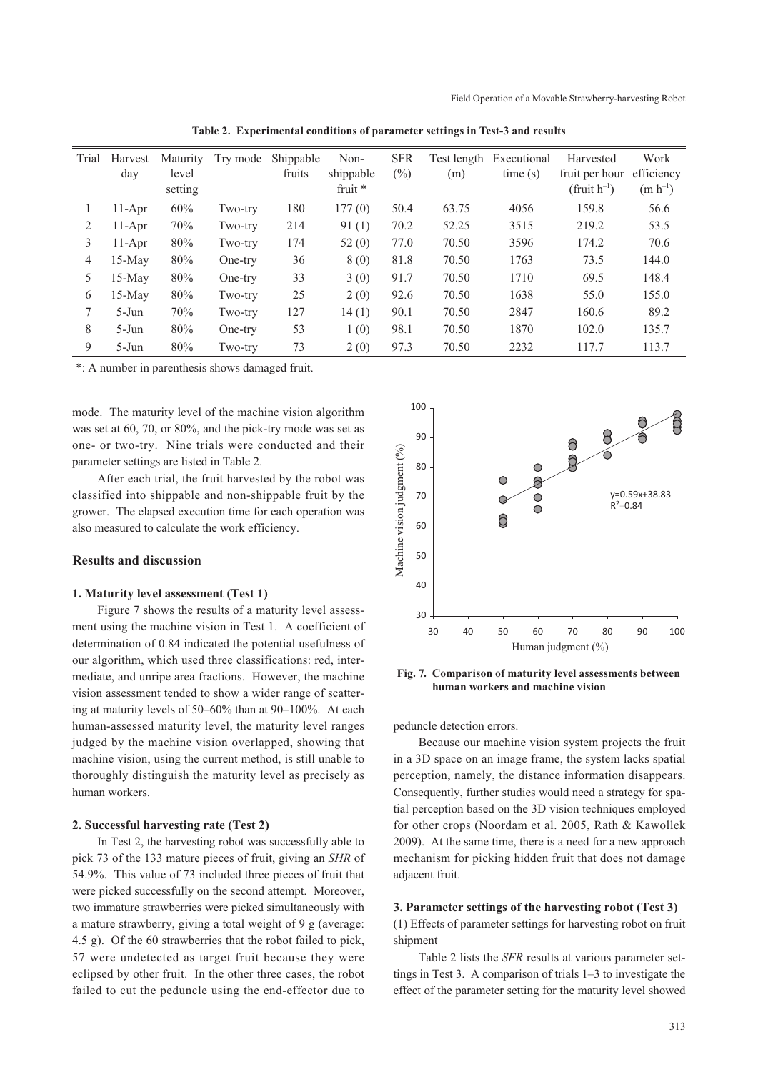**Table 2. Experimental conditions of parameter settings in Test-3 and results**

| Trial | Harvest day | Maturity level setting | Try mode | Shippable fruits | Non-shippable fruit * | SFR (%) | Test length (m) | Executional time (s) | Harvested fruit per hour (fruit $h^{-1}$) | Work efficiency (m $h^{-1}$) |
|---|---|---|---|---|---|---|---|---|---|---|
| 1 | 11-Apr | 60% | Two-try | 180 | 177 (0) | 50.4 | 63.75 | 4056 | 159.8 | 56.6 |
| 2 | 11-Apr | 70% | Two-try | 214 | 91 (1) | 70.2 | 52.25 | 3515 | 219.2 | 53.5 |
| 3 | 11-Apr | 80% | Two-try | 174 | 52 (0) | 77.0 | 70.50 | 3596 | 174.2 | 70.6 |
| 4 | 15-May | 80% | One-try | 36 | 8 (0) | 81.8 | 70.50 | 1763 | 73.5 | 144.0 |
| 5 | 15-May | 80% | One-try | 33 | 3 (0) | 91.7 | 70.50 | 1710 | 69.5 | 148.4 |
| 6 | 15-May | 80% | Two-try | 25 | 2 (0) | 92.6 | 70.50 | 1638 | 55.0 | 155.0 |
| 7 | 5-Jun | 70% | Two-try | 127 | 14 (1) | 90.1 | 70.50 | 2847 | 160.6 | 89.2 |
| 8 | 5-Jun | 80% | One-try | 53 | 1 (0) | 98.1 | 70.50 | 1870 | 102.0 | 135.7 |
| 9 | 5-Jun | 80% | Two-try | 73 | 2 (0) | 97.3 | 70.50 | 2232 | 117.7 | 113.7 |

*: A number in parenthesis shows damaged fruit.

mode. The maturity level of the machine vision algorithm was set at 60, 70, or 80%, and the pick-try mode was set as one- or two-try. Nine trials were conducted and their parameter settings are listed in Table 2.

After each trial, the fruit harvested by the robot was classified into shippable and non-shippable fruit by the grower. The elapsed execution time for each operation was also measured to calculate the work efficiency.

## Results and discussion

### 1. Maturity level assessment (Test 1)

Figure 7 shows the results of a maturity level assessment using the machine vision in Test 1. A coefficient of determination of 0.84 indicated the potential usefulness of our algorithm, which used three classifications: red, intermediate, and unripe area fractions. However, the machine vision assessment tended to show a wider range of scattering at maturity levels of 50–60% than at 90–100%. At each human-assessed maturity level, the maturity level ranges judged by the machine vision overlapped, showing that machine vision, using the current method, is still unable to thoroughly distinguish the maturity level as precisely as human workers.

**Fig. 7. Comparison of maturity level assessments between human workers and machine vision**

### 2. Successful harvesting rate (Test 2)

In Test 2, the harvesting robot was successfully able to pick 73 of the 133 mature pieces of fruit, giving an *SHR* of 54.9%. This value of 73 included three pieces of fruit that were picked successfully on the second attempt. Moreover, two immature strawberries were picked simultaneously with a mature strawberry, giving a total weight of 9 g (average: 4.5 g). Of the 60 strawberries that the robot failed to pick, 57 were undetected as target fruit because they were eclipsed by other fruit. In the other three cases, the robot failed to cut the peduncle using the end-effector due to peduncle detection errors.

Because our machine vision system projects the fruit in a 3D space on an image frame, the system lacks spatial perception, namely, the distance information disappears. Consequently, further studies would need a strategy for spatial perception based on the 3D vision techniques employed for other crops (Noordam et al. 2005, Rath & Kawollek 2009). At the same time, there is a need for a new approach mechanism for picking hidden fruit that does not damage adjacent fruit.

### 3. Parameter settings of the harvesting robot (Test 3)

(1) Effects of parameter settings for harvesting robot on fruit shipment

Table 2 lists the *SFR* results at various parameter settings in Test 3. A comparison of trials 1–3 to investigate the effect of the parameter setting for the maturity level showed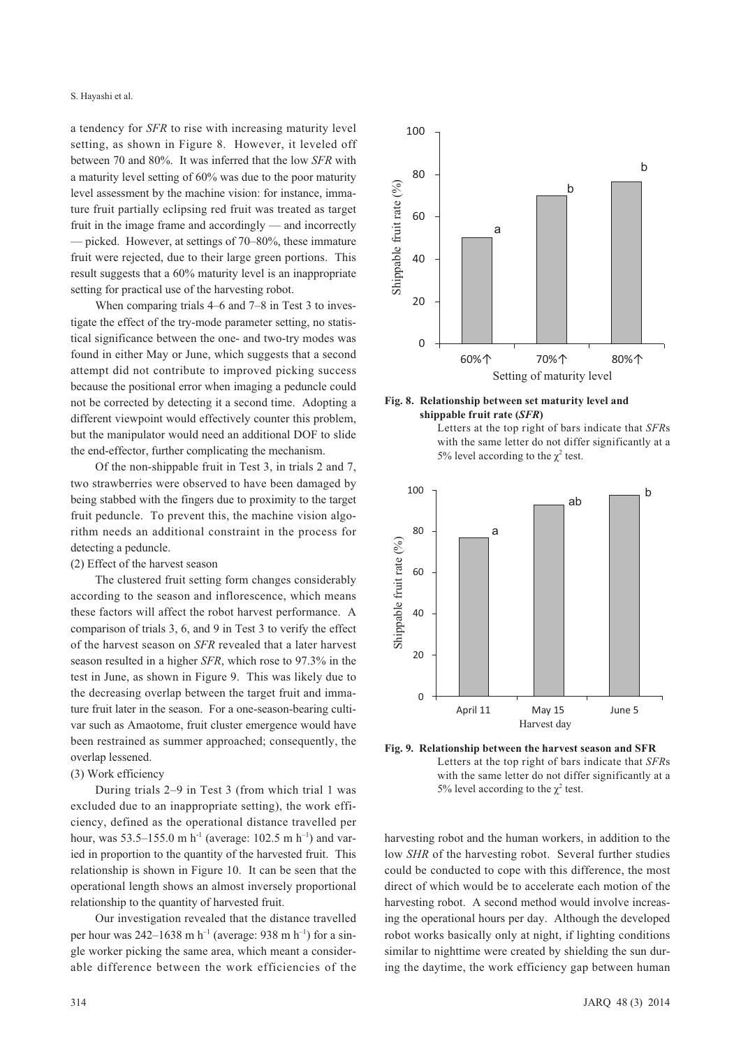a tendency for *SFR* to rise with increasing maturity level setting, as shown in Figure 8. However, it leveled off between 70 and 80%. It was inferred that the low *SFR* with a maturity level setting of 60% was due to the poor maturity level assessment by the machine vision: for instance, immature fruit partially eclipsing red fruit was treated as target fruit in the image frame and accordingly — and incorrectly — picked. However, at settings of 70–80%, these immature fruit were rejected, due to their large green portions. This result suggests that a 60% maturity level is an inappropriate setting for practical use of the harvesting robot.

When comparing trials 4–6 and 7–8 in Test 3 to investigate the effect of the try-mode parameter setting, no statistical significance between the one- and two-try modes was found in either May or June, which suggests that a second attempt did not contribute to improved picking success because the positional error when imaging a peduncle could not be corrected by detecting it a second time. Adopting a different viewpoint would effectively counter this problem, but the manipulator would need an additional DOF to slide the end-effector, further complicating the mechanism.

Of the non-shippable fruit in Test 3, in trials 2 and 7, two strawberries were observed to have been damaged by being stabbed with the fingers due to proximity to the target fruit peduncle. To prevent this, the machine vision algorithm needs an additional constraint in the process for detecting a peduncle.

(2) Effect of the harvest season

The clustered fruit setting form changes considerably according to the season and inflorescence, which means these factors will affect the robot harvest performance. A comparison of trials 3, 6, and 9 in Test 3 to verify the effect of the harvest season on *SFR* revealed that a later harvest season resulted in a higher *SFR*, which rose to 97.3% in the test in June, as shown in Figure 9. This was likely due to the decreasing overlap between the target fruit and immature fruit later in the season. For a one-season-bearing cultivar such as Amaotome, fruit cluster emergence would have been restrained as summer approached; consequently, the overlap lessened.

(3) Work efficiency

During trials 2–9 in Test 3 (from which trial 1 was excluded due to an inappropriate setting), the work efficiency, defined as the operational distance travelled per hour, was 53.5–155.0 m $h^{-1}$ (average: 102.5 m $h^{-1}$) and varied in proportion to the quantity of the harvested fruit. This relationship is shown in Figure 10. It can be seen that the operational length shows an almost inversely proportional relationship to the quantity of harvested fruit.

Our investigation revealed that the distance travelled per hour was 242–1638 m $h^{-1}$ (average: 938 m $h^{-1}$) for a single worker picking the same area, which meant a considerable difference between the work efficiencies of the harvesting robot and the human workers, in addition to the low *SHR* of the harvesting robot. Several further studies could be conducted to cope with this difference, the most direct of which would be to accelerate each motion of the harvesting robot. A second method would involve increasing the operational hours per day. Although the developed robot works basically only at night, if lighting conditions similar to nighttime were created by shielding the sun during the daytime, the work efficiency gap between human

**Fig. 8. Relationship between set maturity level and shippable fruit rate (*SFR*)**

Letters at the top right of bars indicate that *SFR*s with the same letter do not differ significantly at a 5% level according to the $\chi^2$ test.

**Fig. 9. Relationship between the harvest season and SFR**

Letters at the top right of bars indicate that *SFR*s with the same letter do not differ significantly at a 5% level according to the $\chi^2$ test.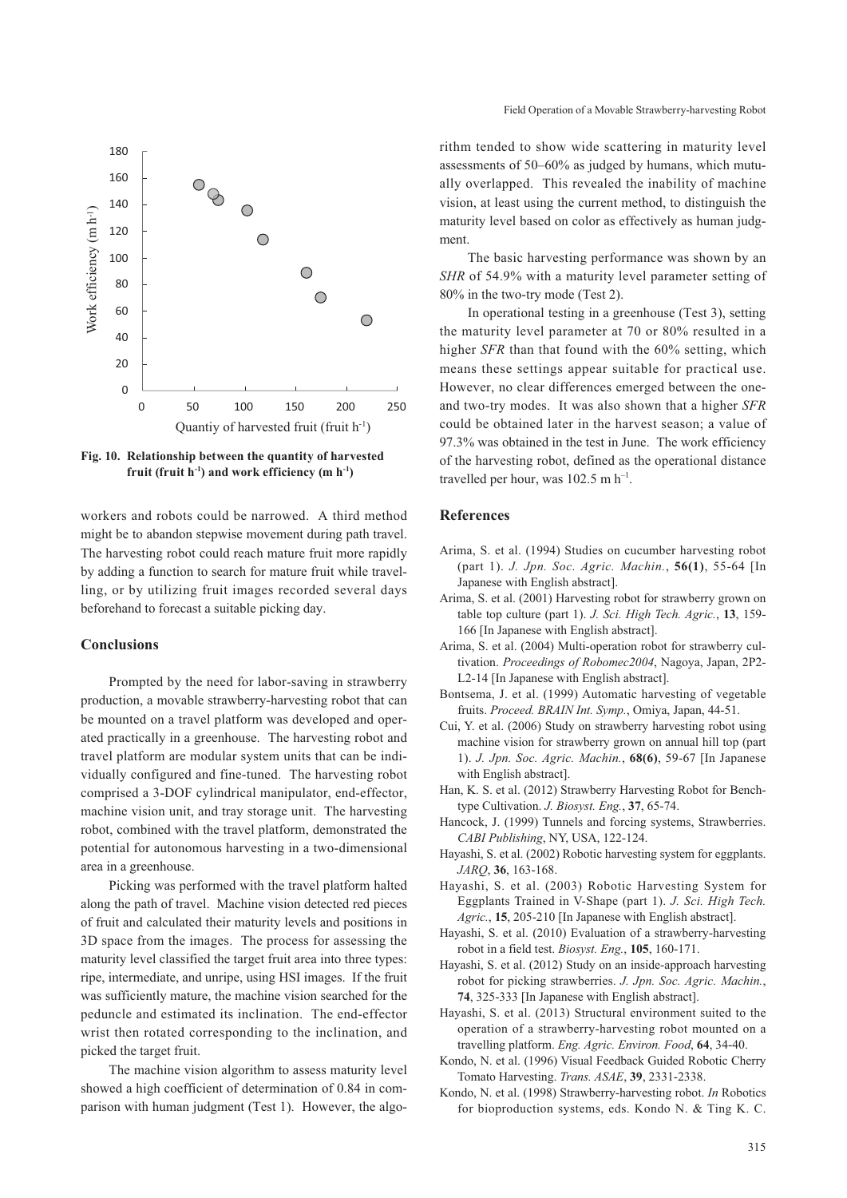Fig. 10. Relationship between the quantity of harvested fruit (fruit $h^{-1}$) and work efficiency (m $h^{-1}$)

workers and robots could be narrowed. A third method might be to abandon stepwise movement during path travel. The harvesting robot could reach mature fruit more rapidly by adding a function to search for mature fruit while travelling, or by utilizing fruit images recorded several days beforehand to forecast a suitable picking day.

## Conclusions

Prompted by the need for labor-saving in strawberry production, a movable strawberry-harvesting robot that can be mounted on a travel platform was developed and operated practically in a greenhouse. The harvesting robot and travel platform are modular system units that can be individually configured and fine-tuned. The harvesting robot comprised a 3-DOF cylindrical manipulator, end-effector, machine vision unit, and tray storage unit. The harvesting robot, combined with the travel platform, demonstrated the potential for autonomous harvesting in a two-dimensional area in a greenhouse.

Picking was performed with the travel platform halted along the path of travel. Machine vision detected red pieces of fruit and calculated their maturity levels and positions in 3D space from the images. The process for assessing the maturity level classified the target fruit area into three types: ripe, intermediate, and unripe, using HSI images. If the fruit was sufficiently mature, the machine vision searched for the peduncle and estimated its inclination. The end-effector wrist then rotated corresponding to the inclination, and picked the target fruit.

The machine vision algorithm to assess maturity level showed a high coefficient of determination of 0.84 in comparison with human judgment (Test 1). However, the algorithm tended to show wide scattering in maturity level assessments of 50–60% as judged by humans, which mutually overlapped. This revealed the inability of machine vision, at least using the current method, to distinguish the maturity level based on color as effectively as human judgment.

The basic harvesting performance was shown by an *SHR* of 54.9% with a maturity level parameter setting of 80% in the two-try mode (Test 2).

In operational testing in a greenhouse (Test 3), setting the maturity level parameter at 70 or 80% resulted in a higher *SFR* than that found with the 60% setting, which means these settings appear suitable for practical use. However, no clear differences emerged between the one- and two-try modes. It was also shown that a higher *SFR* could be obtained later in the harvest season; a value of 97.3% was obtained in the test in June. The work efficiency of the harvesting robot, defined as the operational distance travelled per hour, was 102.5 m $h^{-1}$.

## References

Arima, S. et al. (1994) Studies on cucumber harvesting robot (part 1). *J. Jpn. Soc. Agric. Machin.*, **56(1)**, 55-64 [In Japanese with English abstract].

Arima, S. et al. (2001) Harvesting robot for strawberry grown on table top culture (part 1). *J. Sci. High Tech. Agric.*, **13**, 159-166 [In Japanese with English abstract].

Arima, S. et al. (2004) Multi-operation robot for strawberry cultivation. *Proceedings of Robomec2004*, Nagoya, Japan, 2P2-L2-14 [In Japanese with English abstract].

Bontsema, J. et al. (1999) Automatic harvesting of vegetable fruits. *Proceed. BRAIN Int. Symp.*, Omiya, Japan, 44-51.

Cui, Y. et al. (2006) Study on strawberry harvesting robot using machine vision for strawberry grown on annual hill top (part 1). *J. Jpn. Soc. Agric. Machin.*, **68(6)**, 59-67 [In Japanese with English abstract].

Han, K. S. et al. (2012) Strawberry Harvesting Robot for Bench-type Cultivation. *J. Biosyst. Eng.*, **37**, 65-74.

Hancock, J. (1999) Tunnels and forcing systems, Strawberries. *CABI Publishing*, NY, USA, 122-124.

Hayashi, S. et al. (2002) Robotic harvesting system for eggplants. *JARQ*, **36**, 163-168.

Hayashi, S. et al. (2003) Robotic Harvesting System for Eggplants Trained in V-Shape (part 1). *J. Sci. High Tech. Agric.*, **15**, 205-210 [In Japanese with English abstract].

Hayashi, S. et al. (2010) Evaluation of a strawberry-harvesting robot in a field test. *Biosyst. Eng.*, **105**, 160-171.

Hayashi, S. et al. (2012) Study on an inside-approach harvesting robot for picking strawberries. *J. Jpn. Soc. Agric. Machin.*, **74**, 325-333 [In Japanese with English abstract].

Hayashi, S. et al. (2013) Structural environment suited to the operation of a strawberry-harvesting robot mounted on a travelling platform. *Eng. Agric. Environ. Food*, **64**, 34-40.

Kondo, N. et al. (1996) Visual Feedback Guided Robotic Cherry Tomato Harvesting. *Trans. ASAE*, **39**, 2331-2338.

Kondo, N. et al. (1998) Strawberry-harvesting robot. *In* Robotics for bioproduction systems, eds. Kondo N. & Ting K. C.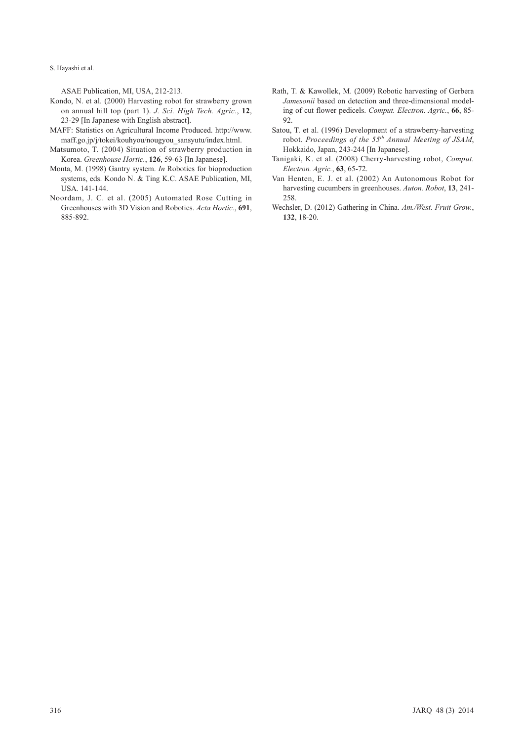ASAE Publication, MI, USA, 212-213.

Kondo, N. et al. (2000) Harvesting robot for strawberry grown on annual hill top (part 1). *J. Sci. High Tech. Agric.*, **12**, 23-29 [In Japanese with English abstract].

MAFF: Statistics on Agricultural Income Produced. http://www.maff.go.jp/j/tokei/kouhyou/nougyou_sansyutu/index.html.

Matsumoto, T. (2004) Situation of strawberry production in Korea. *Greenhouse Hortic.*, **126**, 59-63 [In Japanese].

Monta, M. (1998) Gantry system. *In* Robotics for bioproduction systems, eds. Kondo N. & Ting K.C. ASAE Publication, MI, USA. 141-144.

Noordam, J. C. et al. (2005) Automated Rose Cutting in Greenhouses with 3D Vision and Robotics. *Acta Hortic.*, **691**, 885-892.

Rath, T. & Kawollek, M. (2009) Robotic harvesting of Gerbera *Jamesonii* based on detection and three-dimensional modeling of cut flower pedicels. *Comput. Electron. Agric.*, **66**, 85-92.

Satou, T. et al. (1996) Development of a strawberry-harvesting robot. *Proceedings of the 55th Annual Meeting of JSAM*, Hokkaido, Japan, 243-244 [In Japanese].

Tanigaki, K. et al. (2008) Cherry-harvesting robot, *Comput. Electron. Agric.*, **63**, 65-72.

Van Henten, E. J. et al. (2002) An Autonomous Robot for harvesting cucumbers in greenhouses. *Auton. Robot*, **13**, 241-258.

Wechsler, D. (2012) Gathering in China. *Am./West. Fruit Grow.*, **132**, 18-20.